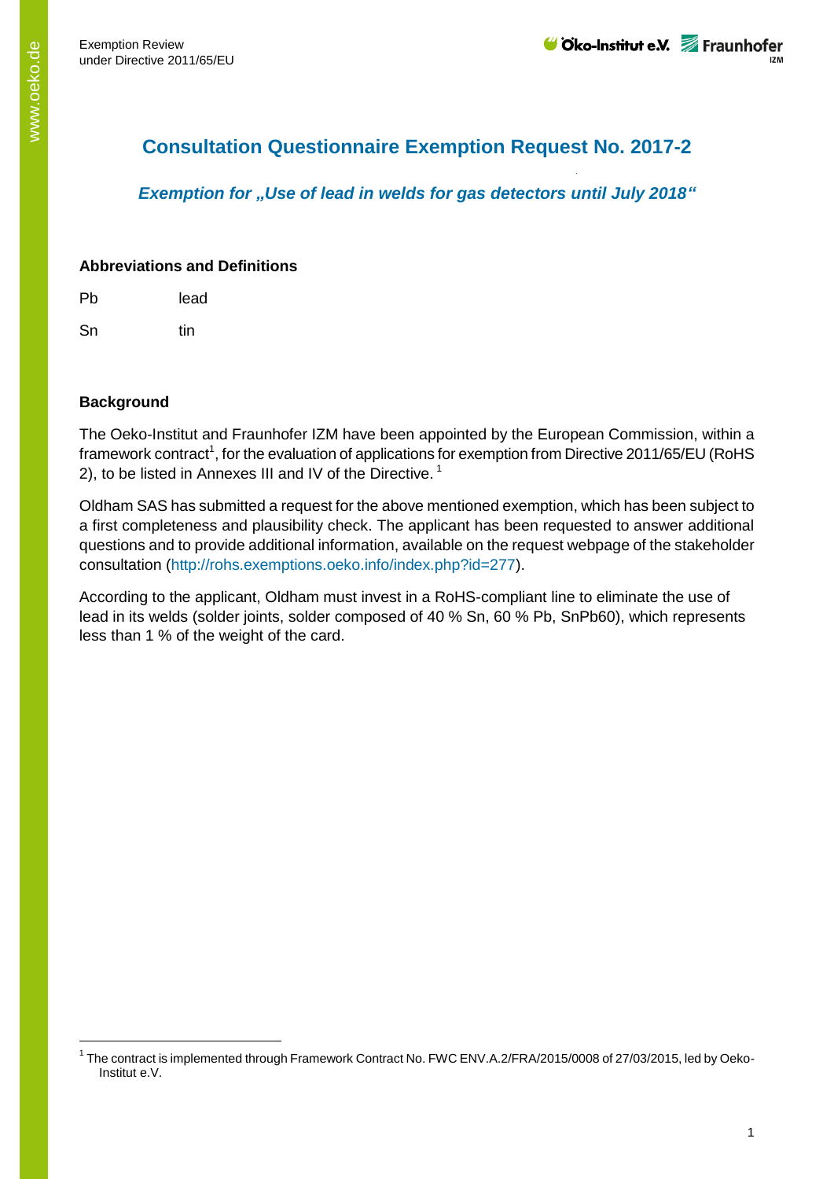# Consultation Questionnaire Exemption Request No. 2017-2

***Exemption for „Use of lead in welds for gas detectors until July 2018"***

## Abbreviations and Definitions

| | |
|---|---|
| Pb | lead |
| Sn | tin |

## Background

The Oeko-Institut and Fraunhofer IZM have been appointed by the European Commission, within a framework contract[1], for the evaluation of applications for exemption from Directive 2011/65/EU (RoHS 2), to be listed in Annexes III and IV of the Directive. [1]

Oldham SAS has submitted a request for the above mentioned exemption, which has been subject to a first completeness and plausibility check. The applicant has been requested to answer additional questions and to provide additional information, available on the request webpage of the stakeholder consultation (http://rohs.exemptions.oeko.info/index.php?id=277).

According to the applicant, Oldham must invest in a RoHS-compliant line to eliminate the use of lead in its welds (solder joints, solder composed of 40 % Sn, 60 % Pb, SnPb60), which represents less than 1 % of the weight of the card.

[1] The contract is implemented through Framework Contract No. FWC ENV.A.2/FRA/2015/0008 of 27/03/2015, led by Oeko-Institut e.V.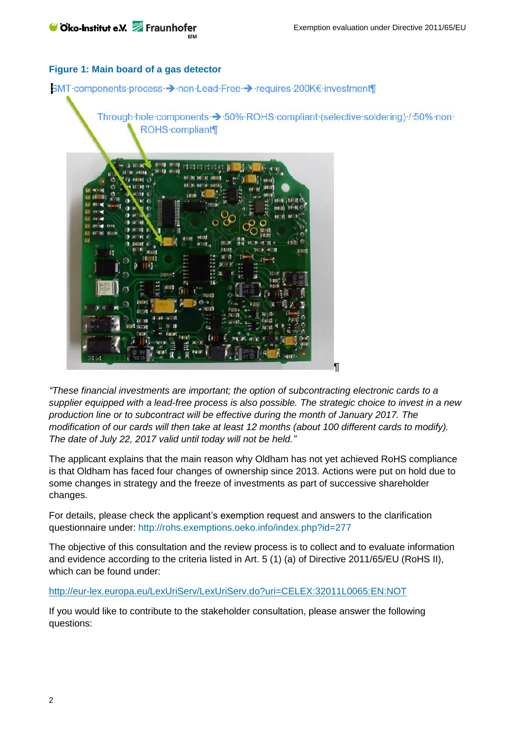**Figure 1: Main board of a gas detector**

SMT components process → non Lead Free → requires 200K€ investment

Through hole components → 50% ROHS compliant (selective soldering) / 50% non ROHS compliant

*"These financial investments are important; the option of subcontracting electronic cards to a supplier equipped with a lead-free process is also possible. The strategic choice to invest in a new production line or to subcontract will be effective during the month of January 2017. The modification of our cards will then take at least 12 months (about 100 different cards to modify). The date of July 22, 2017 valid until today will not be held."*

The applicant explains that the main reason why Oldham has not yet achieved RoHS compliance is that Oldham has faced four changes of ownership since 2013. Actions were put on hold due to some changes in strategy and the freeze of investments as part of successive shareholder changes.

For details, please check the applicant's exemption request and answers to the clarification questionnaire under: http://rohs.exemptions.oeko.info/index.php?id=277

The objective of this consultation and the review process is to collect and to evaluate information and evidence according to the criteria listed in Art. 5 (1) (a) of Directive 2011/65/EU (RoHS II), which can be found under:

http://eur-lex.europa.eu/LexUriServ/LexUriServ.do?uri=CELEX:32011L0065:EN:NOT

If you would like to contribute to the stakeholder consultation, please answer the following questions: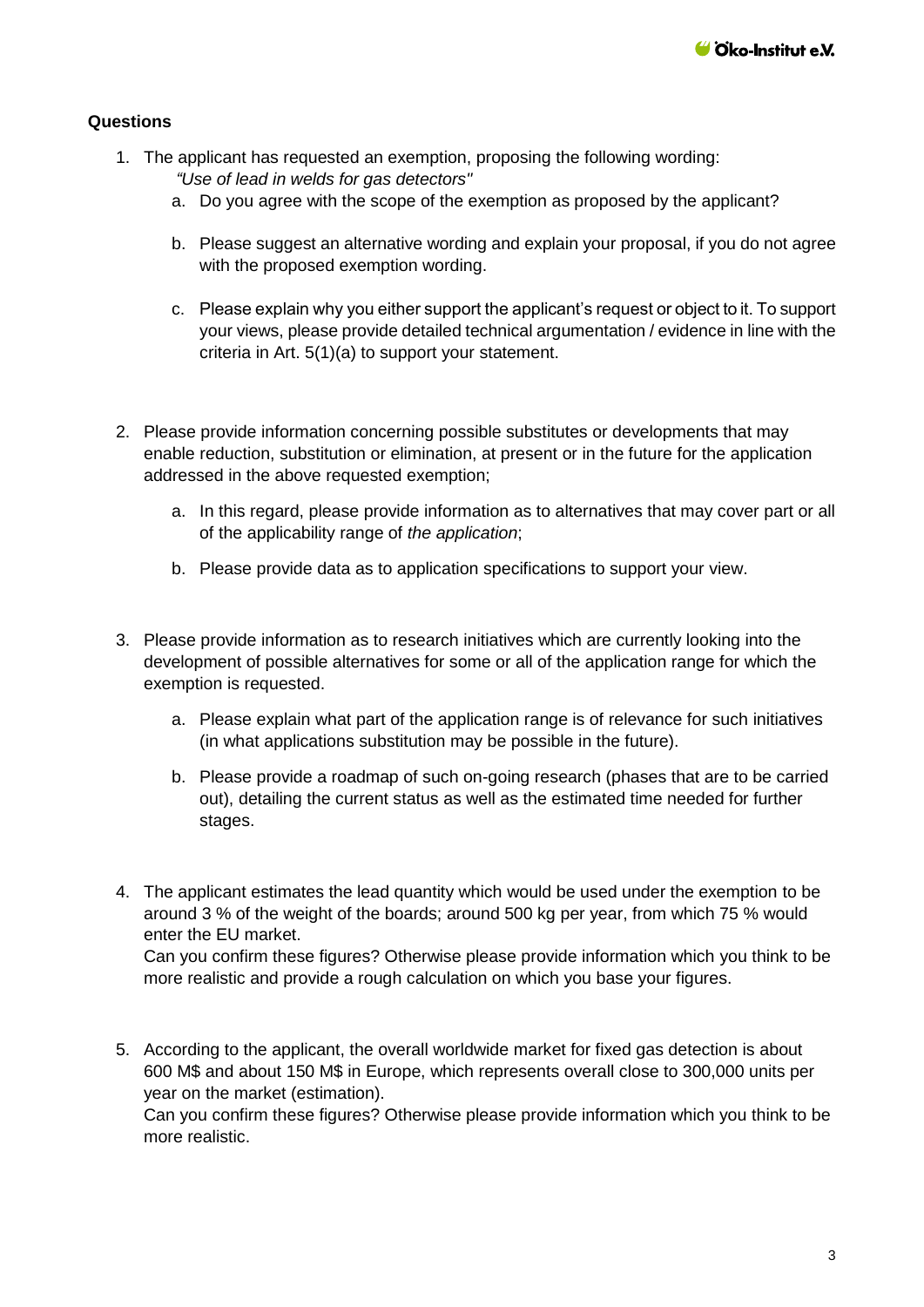**Questions**

1. The applicant has requested an exemption, proposing the following wording:
   *"Use of lead in welds for gas detectors"*
   a. Do you agree with the scope of the exemption as proposed by the applicant?
   b. Please suggest an alternative wording and explain your proposal, if you do not agree with the proposed exemption wording.
   c. Please explain why you either support the applicant's request or object to it. To support your views, please provide detailed technical argumentation / evidence in line with the criteria in Art. 5(1)(a) to support your statement.

2. Please provide information concerning possible substitutes or developments that may enable reduction, substitution or elimination, at present or in the future for the application addressed in the above requested exemption;
   a. In this regard, please provide information as to alternatives that may cover part or all of the applicability range of *the application*;
   b. Please provide data as to application specifications to support your view.

3. Please provide information as to research initiatives which are currently looking into the development of possible alternatives for some or all of the application range for which the exemption is requested.
   a. Please explain what part of the application range is of relevance for such initiatives (in what applications substitution may be possible in the future).
   b. Please provide a roadmap of such on-going research (phases that are to be carried out), detailing the current status as well as the estimated time needed for further stages.

4. The applicant estimates the lead quantity which would be used under the exemption to be around 3 % of the weight of the boards; around 500 kg per year, from which 75 % would enter the EU market.
   Can you confirm these figures? Otherwise please provide information which you think to be more realistic and provide a rough calculation on which you base your figures.

5. According to the applicant, the overall worldwide market for fixed gas detection is about 600 M$ and about 150 M$ in Europe, which represents overall close to 300,000 units per year on the market (estimation).
   Can you confirm these figures? Otherwise please provide information which you think to be more realistic.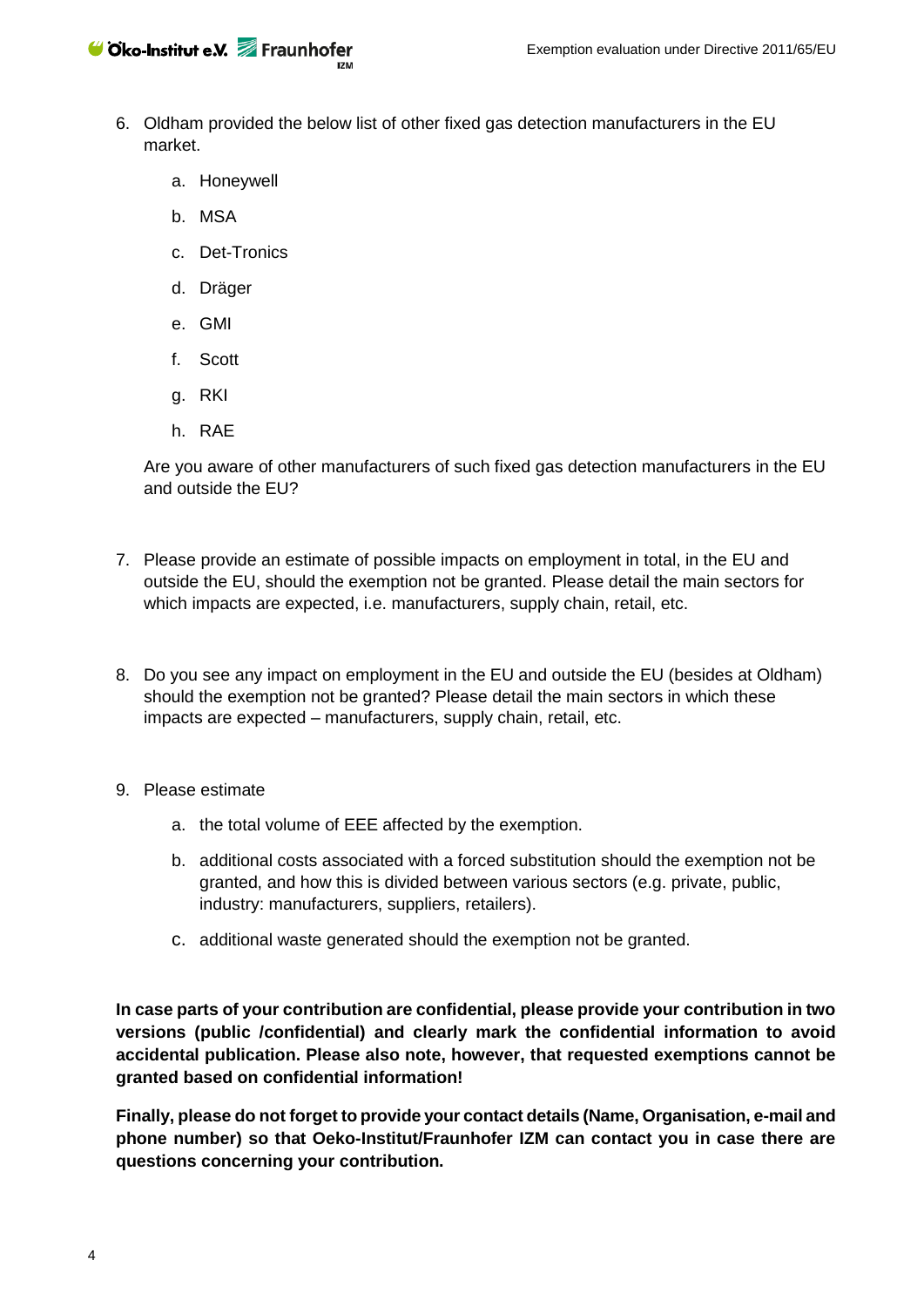6. Oldham provided the below list of other fixed gas detection manufacturers in the EU market.

    a. Honeywell

    b. MSA

    c. Det-Tronics

    d. Dräger

    e. GMI

    f. Scott

    g. RKI

    h. RAE

    Are you aware of other manufacturers of such fixed gas detection manufacturers in the EU and outside the EU?

7. Please provide an estimate of possible impacts on employment in total, in the EU and outside the EU, should the exemption not be granted. Please detail the main sectors for which impacts are expected, i.e. manufacturers, supply chain, retail, etc.

8. Do you see any impact on employment in the EU and outside the EU (besides at Oldham) should the exemption not be granted? Please detail the main sectors in which these impacts are expected – manufacturers, supply chain, retail, etc.

9. Please estimate

    a. the total volume of EEE affected by the exemption.

    b. additional costs associated with a forced substitution should the exemption not be granted, and how this is divided between various sectors (e.g. private, public, industry: manufacturers, suppliers, retailers).

    c. additional waste generated should the exemption not be granted.

**In case parts of your contribution are confidential, please provide your contribution in two versions (public /confidential) and clearly mark the confidential information to avoid accidental publication. Please also note, however, that requested exemptions cannot be granted based on confidential information!**

**Finally, please do not forget to provide your contact details (Name, Organisation, e-mail and phone number) so that Oeko-Institut/Fraunhofer IZM can contact you in case there are questions concerning your contribution.**